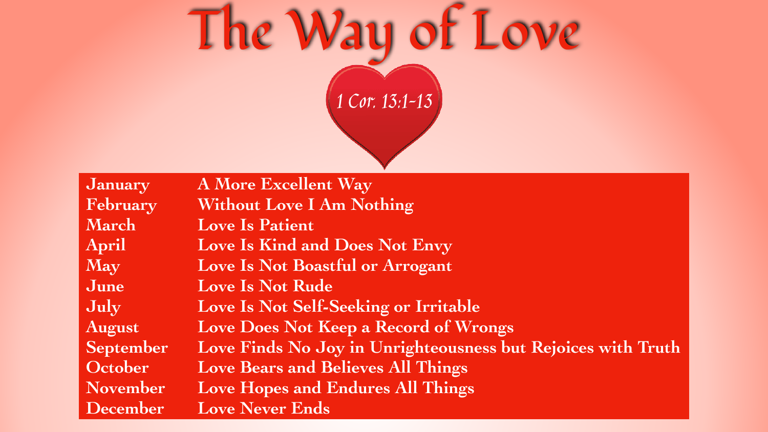# The Way of Love

1 Cor. 13:1-13

| | |
|---|---|
| January | A More Excellent Way |
| February | Without Love I Am Nothing |
| March | Love Is Patient |
| April | Love Is Kind and Does Not Envy |
| May | Love Is Not Boastful or Arrogant |
| June | Love Is Not Rude |
| July | Love Is Not Self-Seeking or Irritable |
| August | Love Does Not Keep a Record of Wrongs |
| September | Love Finds No Joy in Unrighteousness but Rejoices with Truth |
| October | Love Bears and Believes All Things |
| November | Love Hopes and Endures All Things |
| December | Love Never Ends |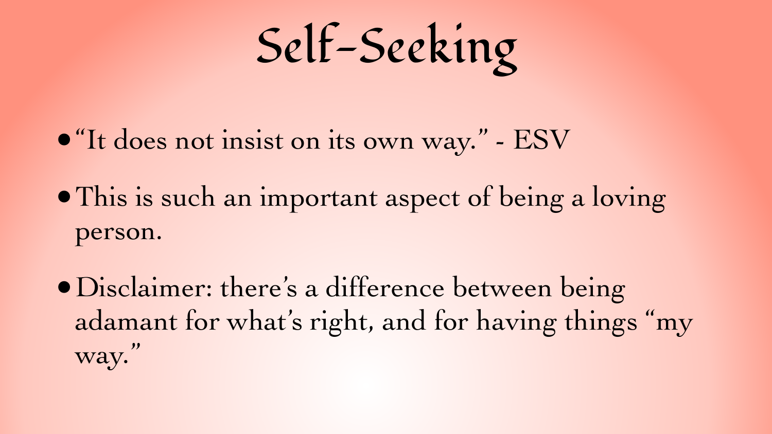# Self-Seeking

- "It does not insist on its own way." - ESV
- This is such an important aspect of being a loving person.
- Disclaimer: there's a difference between being adamant for what's right, and for having things "my way."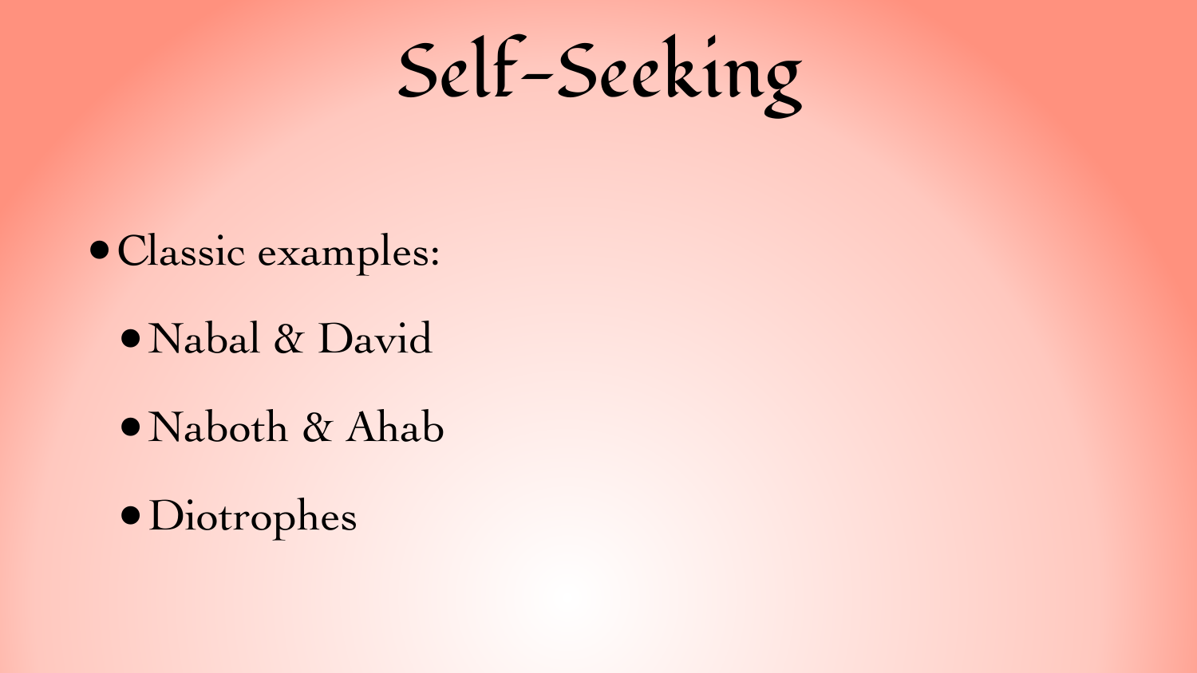# Self-Seeking

- Classic examples:
  - Nabal & David
  - Naboth & Ahab
  - Diotrophes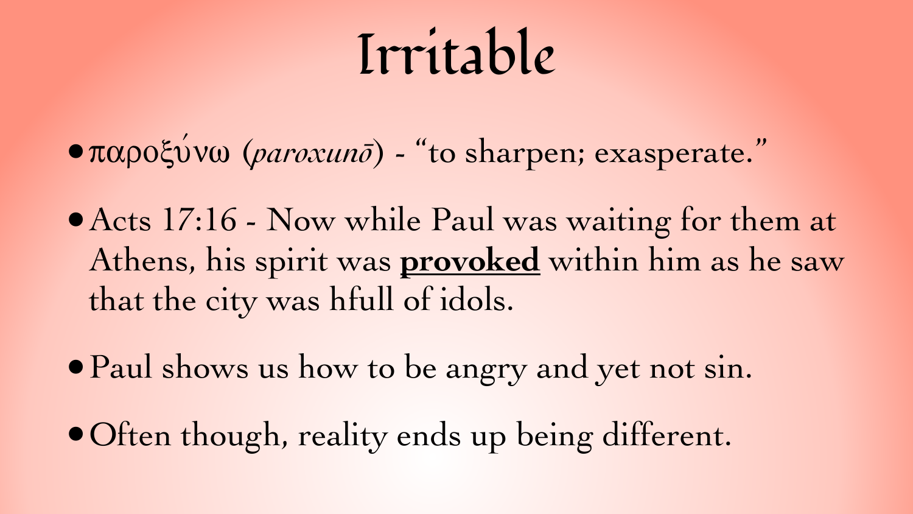# Irritable

- παροξύνω (*paroxunō*) - "to sharpen; exasperate."
- Acts 17:16 - Now while Paul was waiting for them at Athens, his spirit was **provoked** within him as he saw that the city was hfull of idols.
- Paul shows us how to be angry and yet not sin.
- Often though, reality ends up being different.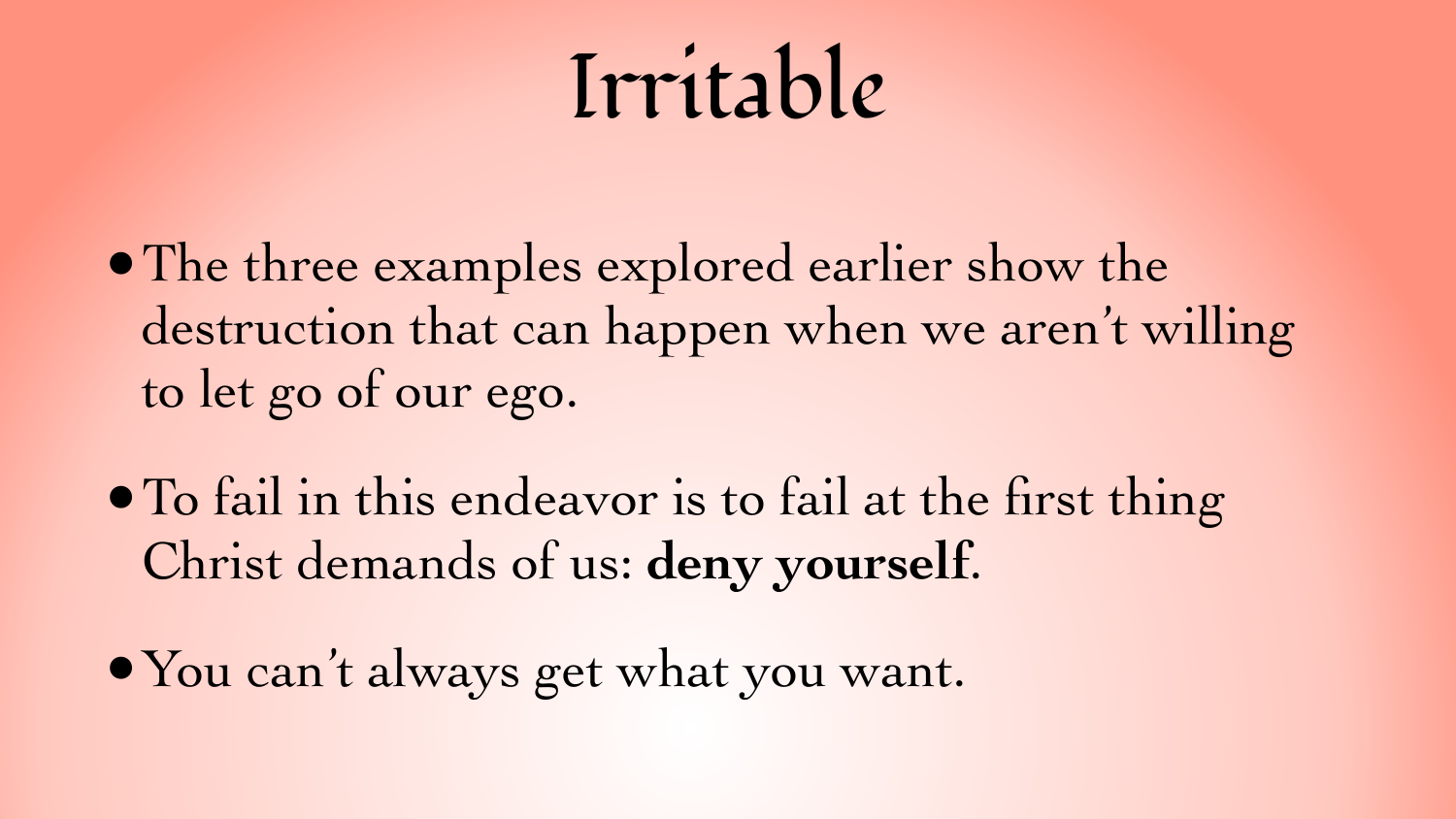# Irritable

- The three examples explored earlier show the destruction that can happen when we aren't willing to let go of our ego.
- To fail in this endeavor is to fail at the first thing Christ demands of us: **deny yourself**.
- You can't always get what you want.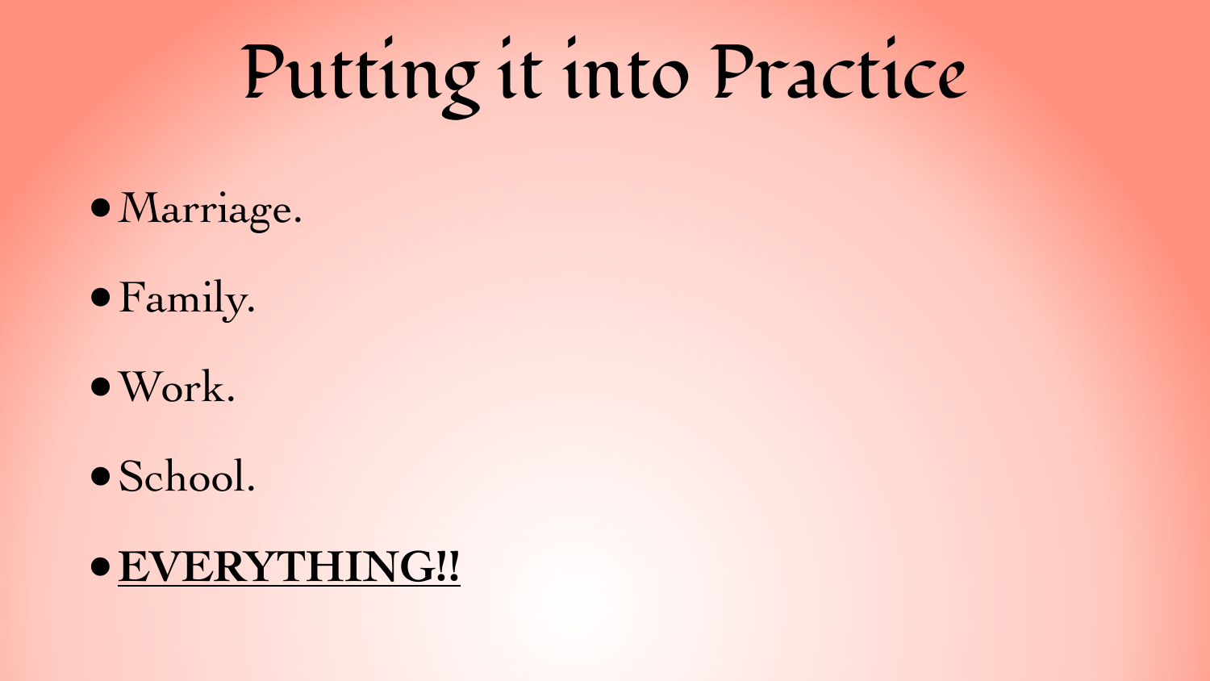# Putting it into Practice

- Marriage.
- Family.
- Work.
- School.
- **EVERYTHING!!**